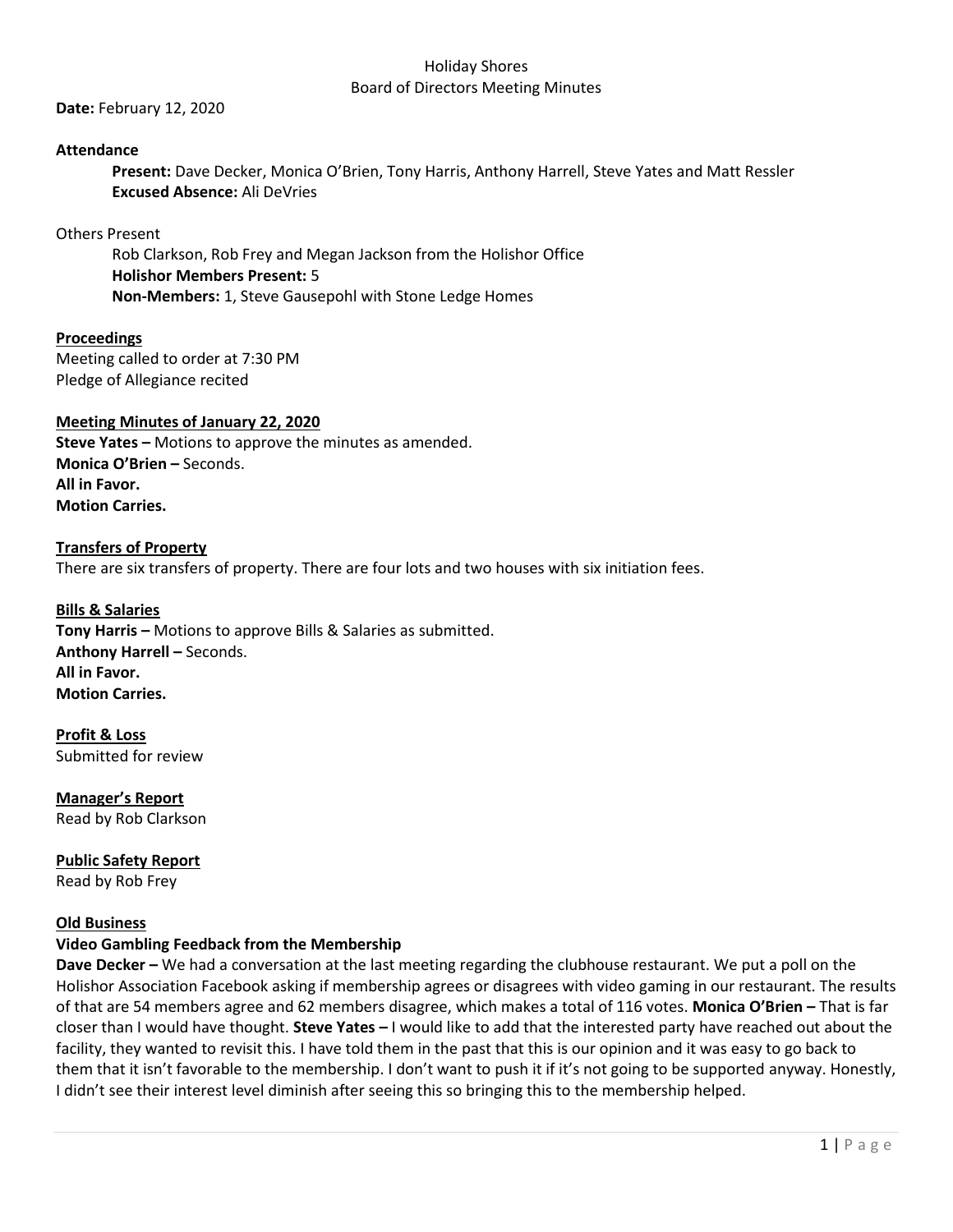# Holiday Shores
## Board of Directors Meeting Minutes

**Date:** February 12, 2020

**Attendance**

**Present:** Dave Decker, Monica O'Brien, Tony Harris, Anthony Harrell, Steve Yates and Matt Ressler
**Excused Absence:** Ali DeVries

Others Present

Rob Clarkson, Rob Frey and Megan Jackson from the Holishor Office
**Holishor Members Present:** 5
**Non-Members:** 1, Steve Gausepohl with Stone Ledge Homes

**Proceedings**

Meeting called to order at 7:30 PM
Pledge of Allegiance recited

**Meeting Minutes of January 22, 2020**

**Steve Yates –** Motions to approve the minutes as amended.
**Monica O'Brien –** Seconds.
**All in Favor.**
**Motion Carries.**

**Transfers of Property**

There are six transfers of property. There are four lots and two houses with six initiation fees.

**Bills & Salaries**

**Tony Harris –** Motions to approve Bills & Salaries as submitted.
**Anthony Harrell –** Seconds.
**All in Favor.**
**Motion Carries.**

**Profit & Loss**

Submitted for review

**Manager's Report**

Read by Rob Clarkson

**Public Safety Report**

Read by Rob Frey

**Old Business**

**Video Gambling Feedback from the Membership**

**Dave Decker –** We had a conversation at the last meeting regarding the clubhouse restaurant. We put a poll on the Holishor Association Facebook asking if membership agrees or disagrees with video gaming in our restaurant. The results of that are 54 members agree and 62 members disagree, which makes a total of 116 votes. **Monica O'Brien –** That is far closer than I would have thought. **Steve Yates –** I would like to add that the interested party have reached out about the facility, they wanted to revisit this. I have told them in the past that this is our opinion and it was easy to go back to them that it isn't favorable to the membership. I don't want to push it if it's not going to be supported anyway. Honestly, I didn't see their interest level diminish after seeing this so bringing this to the membership helped.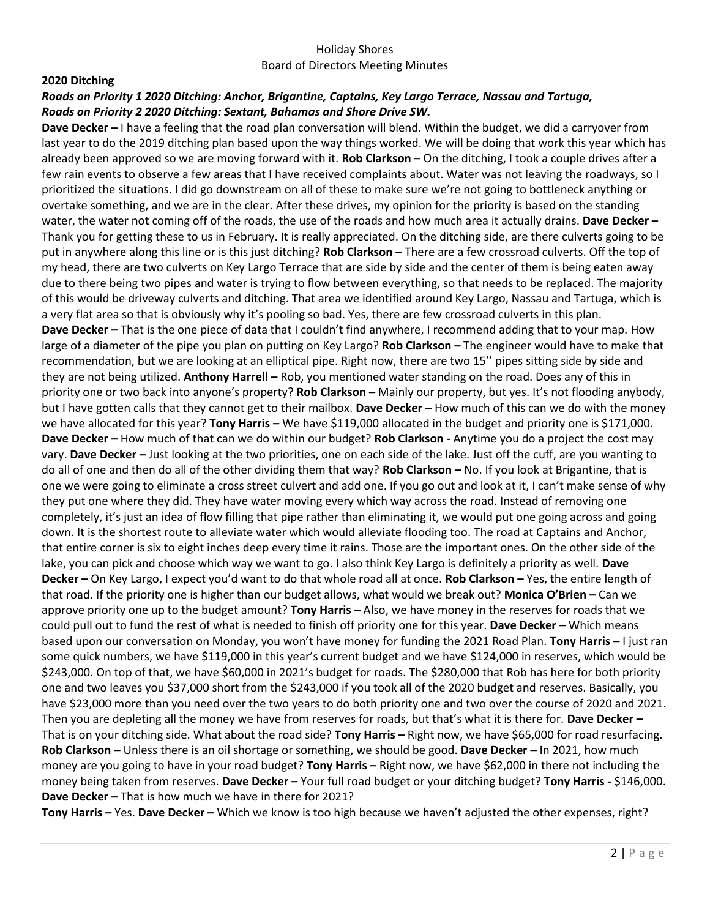Holiday Shores
Board of Directors Meeting Minutes

**2020 Ditching**

***Roads on Priority 1 2020 Ditching: Anchor, Brigantine, Captains, Key Largo Terrace, Nassau and Tartuga, Roads on Priority 2 2020 Ditching: Sextant, Bahamas and Shore Drive SW.***

**Dave Decker –** I have a feeling that the road plan conversation will blend. Within the budget, we did a carryover from last year to do the 2019 ditching plan based upon the way things worked. We will be doing that work this year which has already been approved so we are moving forward with it. **Rob Clarkson –** On the ditching, I took a couple drives after a few rain events to observe a few areas that I have received complaints about. Water was not leaving the roadways, so I prioritized the situations. I did go downstream on all of these to make sure we're not going to bottleneck anything or overtake something, and we are in the clear. After these drives, my opinion for the priority is based on the standing water, the water not coming off of the roads, the use of the roads and how much area it actually drains. **Dave Decker –** Thank you for getting these to us in February. It is really appreciated. On the ditching side, are there culverts going to be put in anywhere along this line or is this just ditching? **Rob Clarkson –** There are a few crossroad culverts. Off the top of my head, there are two culverts on Key Largo Terrace that are side by side and the center of them is being eaten away due to there being two pipes and water is trying to flow between everything, so that needs to be replaced. The majority of this would be driveway culverts and ditching. That area we identified around Key Largo, Nassau and Tartuga, which is a very flat area so that is obviously why it's pooling so bad. Yes, there are few crossroad culverts in this plan. **Dave Decker –** That is the one piece of data that I couldn't find anywhere, I recommend adding that to your map. How large of a diameter of the pipe you plan on putting on Key Largo? **Rob Clarkson –** The engineer would have to make that recommendation, but we are looking at an elliptical pipe. Right now, there are two 15'' pipes sitting side by side and they are not being utilized. **Anthony Harrell –** Rob, you mentioned water standing on the road. Does any of this in priority one or two back into anyone's property? **Rob Clarkson –** Mainly our property, but yes. It's not flooding anybody, but I have gotten calls that they cannot get to their mailbox. **Dave Decker –** How much of this can we do with the money we have allocated for this year? **Tony Harris –** We have $119,000 allocated in the budget and priority one is $171,000. **Dave Decker –** How much of that can we do within our budget? **Rob Clarkson -** Anytime you do a project the cost may vary. **Dave Decker –** Just looking at the two priorities, one on each side of the lake. Just off the cuff, are you wanting to do all of one and then do all of the other dividing them that way? **Rob Clarkson –** No. If you look at Brigantine, that is one we were going to eliminate a cross street culvert and add one. If you go out and look at it, I can't make sense of why they put one where they did. They have water moving every which way across the road. Instead of removing one completely, it's just an idea of flow filling that pipe rather than eliminating it, we would put one going across and going down. It is the shortest route to alleviate water which would alleviate flooding too. The road at Captains and Anchor, that entire corner is six to eight inches deep every time it rains. Those are the important ones. On the other side of the lake, you can pick and choose which way we want to go. I also think Key Largo is definitely a priority as well. **Dave Decker –** On Key Largo, I expect you'd want to do that whole road all at once. **Rob Clarkson –** Yes, the entire length of that road. If the priority one is higher than our budget allows, what would we break out? **Monica O'Brien –** Can we approve priority one up to the budget amount? **Tony Harris –** Also, we have money in the reserves for roads that we could pull out to fund the rest of what is needed to finish off priority one for this year. **Dave Decker –** Which means based upon our conversation on Monday, you won't have money for funding the 2021 Road Plan. **Tony Harris –** I just ran some quick numbers, we have $119,000 in this year's current budget and we have $124,000 in reserves, which would be $243,000. On top of that, we have $60,000 in 2021's budget for roads. The $280,000 that Rob has here for both priority one and two leaves you $37,000 short from the $243,000 if you took all of the 2020 budget and reserves. Basically, you have $23,000 more than you need over the two years to do both priority one and two over the course of 2020 and 2021. Then you are depleting all the money we have from reserves for roads, but that's what it is there for. **Dave Decker –** That is on your ditching side. What about the road side? **Tony Harris –** Right now, we have $65,000 for road resurfacing. **Rob Clarkson –** Unless there is an oil shortage or something, we should be good. **Dave Decker –** In 2021, how much money are you going to have in your road budget? **Tony Harris –** Right now, we have $62,000 in there not including the money being taken from reserves. **Dave Decker –** Your full road budget or your ditching budget? **Tony Harris -** $146,000. **Dave Decker –** That is how much we have in there for 2021?

**Tony Harris –** Yes. **Dave Decker –** Which we know is too high because we haven't adjusted the other expenses, right?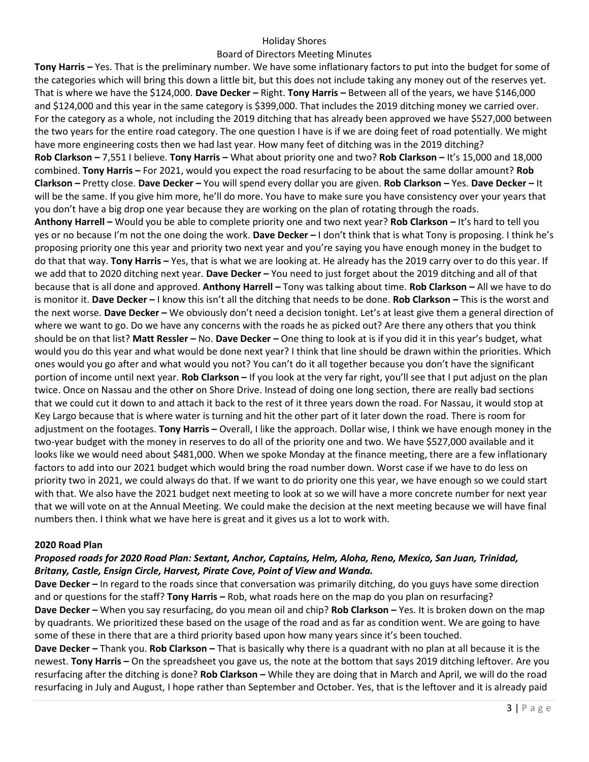**Tony Harris –** Yes. That is the preliminary number. We have some inflationary factors to put into the budget for some of the categories which will bring this down a little bit, but this does not include taking any money out of the reserves yet. That is where we have the $124,000. **Dave Decker –** Right. **Tony Harris –** Between all of the years, we have $146,000 and $124,000 and this year in the same category is $399,000. That includes the 2019 ditching money we carried over. For the category as a whole, not including the 2019 ditching that has already been approved we have $527,000 between the two years for the entire road category. The one question I have is if we are doing feet of road potentially. We might have more engineering costs then we had last year. How many feet of ditching was in the 2019 ditching?
**Rob Clarkson –** 7,551 I believe. **Tony Harris –** What about priority one and two? **Rob Clarkson –** It's 15,000 and 18,000 combined. **Tony Harris –** For 2021, would you expect the road resurfacing to be about the same dollar amount? **Rob Clarkson –** Pretty close. **Dave Decker –** You will spend every dollar you are given. **Rob Clarkson –** Yes. **Dave Decker –** It will be the same. If you give him more, he'll do more. You have to make sure you have consistency over your years that you don't have a big drop one year because they are working on the plan of rotating through the roads.
**Anthony Harrell –** Would you be able to complete priority one and two next year? **Rob Clarkson –** It's hard to tell you yes or no because I'm not the one doing the work. **Dave Decker –** I don't think that is what Tony is proposing. I think he's proposing priority one this year and priority two next year and you're saying you have enough money in the budget to do that that way. **Tony Harris –** Yes, that is what we are looking at. He already has the 2019 carry over to do this year. If we add that to 2020 ditching next year. **Dave Decker –** You need to just forget about the 2019 ditching and all of that because that is all done and approved. **Anthony Harrell –** Tony was talking about time. **Rob Clarkson –** All we have to do is monitor it. **Dave Decker –** I know this isn't all the ditching that needs to be done. **Rob Clarkson –** This is the worst and the next worse. **Dave Decker –** We obviously don't need a decision tonight. Let's at least give them a general direction of where we want to go. Do we have any concerns with the roads he as picked out? Are there any others that you think should be on that list? **Matt Ressler –** No. **Dave Decker –** One thing to look at is if you did it in this year's budget, what would you do this year and what would be done next year? I think that line should be drawn within the priorities. Which ones would you go after and what would you not? You can't do it all together because you don't have the significant portion of income until next year. **Rob Clarkson –** If you look at the very far right, you'll see that I put adjust on the plan twice. Once on Nassau and the other on Shore Drive. Instead of doing one long section, there are really bad sections that we could cut it down to and attach it back to the rest of it three years down the road. For Nassau, it would stop at Key Largo because that is where water is turning and hit the other part of it later down the road. There is room for adjustment on the footages. **Tony Harris –** Overall, I like the approach. Dollar wise, I think we have enough money in the two-year budget with the money in reserves to do all of the priority one and two. We have $527,000 available and it looks like we would need about $481,000. When we spoke Monday at the finance meeting, there are a few inflationary factors to add into our 2021 budget which would bring the road number down. Worst case if we have to do less on priority two in 2021, we could always do that. If we want to do priority one this year, we have enough so we could start with that. We also have the 2021 budget next meeting to look at so we will have a more concrete number for next year that we will vote on at the Annual Meeting. We could make the decision at the next meeting because we will have final numbers then. I think what we have here is great and it gives us a lot to work with.

**2020 Road Plan**

***Proposed roads for 2020 Road Plan: Sextant, Anchor, Captains, Helm, Aloha, Reno, Mexico, San Juan, Trinidad, Britany, Castle, Ensign Circle, Harvest, Pirate Cove, Point of View and Wanda.***

**Dave Decker –** In regard to the roads since that conversation was primarily ditching, do you guys have some direction and or questions for the staff? **Tony Harris –** Rob, what roads here on the map do you plan on resurfacing?
**Dave Decker –** When you say resurfacing, do you mean oil and chip? **Rob Clarkson –** Yes. It is broken down on the map by quadrants. We prioritized these based on the usage of the road and as far as condition went. We are going to have some of these in there that are a third priority based upon how many years since it's been touched.
**Dave Decker –** Thank you. **Rob Clarkson –** That is basically why there is a quadrant with no plan at all because it is the newest. **Tony Harris –** On the spreadsheet you gave us, the note at the bottom that says 2019 ditching leftover. Are you resurfacing after the ditching is done? **Rob Clarkson –** While they are doing that in March and April, we will do the road resurfacing in July and August, I hope rather than September and October. Yes, that is the leftover and it is already paid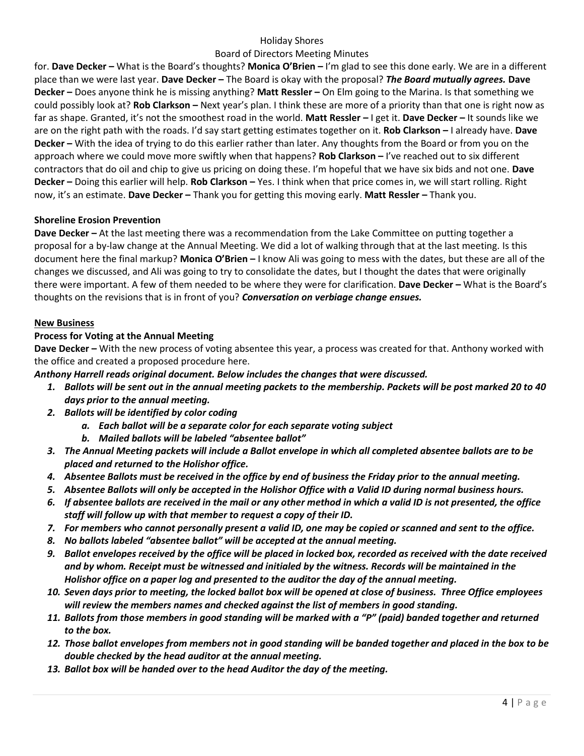for. **Dave Decker –** What is the Board's thoughts? **Monica O'Brien –** I'm glad to see this done early. We are in a different place than we were last year. **Dave Decker –** The Board is okay with the proposal? ***The Board mutually agrees.*** **Dave Decker –** Does anyone think he is missing anything? **Matt Ressler –** On Elm going to the Marina. Is that something we could possibly look at? **Rob Clarkson –** Next year's plan. I think these are more of a priority than that one is right now as far as shape. Granted, it's not the smoothest road in the world. **Matt Ressler –** I get it. **Dave Decker –** It sounds like we are on the right path with the roads. I'd say start getting estimates together on it. **Rob Clarkson –** I already have. **Dave Decker –** With the idea of trying to do this earlier rather than later. Any thoughts from the Board or from you on the approach where we could move more swiftly when that happens? **Rob Clarkson –** I've reached out to six different contractors that do oil and chip to give us pricing on doing these. I'm hopeful that we have six bids and not one. **Dave Decker –** Doing this earlier will help. **Rob Clarkson –** Yes. I think when that price comes in, we will start rolling. Right now, it's an estimate. **Dave Decker –** Thank you for getting this moving early. **Matt Ressler –** Thank you.

**Shoreline Erosion Prevention**

**Dave Decker –** At the last meeting there was a recommendation from the Lake Committee on putting together a proposal for a by-law change at the Annual Meeting. We did a lot of walking through that at the last meeting. Is this document here the final markup? **Monica O'Brien –** I know Ali was going to mess with the dates, but these are all of the changes we discussed, and Ali was going to try to consolidate the dates, but I thought the dates that were originally there were important. A few of them needed to be where they were for clarification. **Dave Decker –** What is the Board's thoughts on the revisions that is in front of you? ***Conversation on verbiage change ensues.***

## New Business

**Process for Voting at the Annual Meeting**

**Dave Decker –** With the new process of voting absentee this year, a process was created for that. Anthony worked with the office and created a proposed procedure here.

***Anthony Harrell reads original document. Below includes the changes that were discussed.***

1. ***Ballots will be sent out in the annual meeting packets to the membership. Packets will be post marked 20 to 40 days prior to the annual meeting.***
2. ***Ballots will be identified by color coding***
   a. ***Each ballot will be a separate color for each separate voting subject***
   b. ***Mailed ballots will be labeled "absentee ballot"***
3. ***The Annual Meeting packets will include a Ballot envelope in which all completed absentee ballots are to be placed and returned to the Holishor office.***
4. ***Absentee Ballots must be received in the office by end of business the Friday prior to the annual meeting.***
5. ***Absentee Ballots will only be accepted in the Holishor Office with a Valid ID during normal business hours.***
6. ***If absentee ballots are received in the mail or any other method in which a valid ID is not presented, the office staff will follow up with that member to request a copy of their ID.***
7. ***For members who cannot personally present a valid ID, one may be copied or scanned and sent to the office.***
8. ***No ballots labeled "absentee ballot" will be accepted at the annual meeting.***
9. ***Ballot envelopes received by the office will be placed in locked box, recorded as received with the date received and by whom. Receipt must be witnessed and initialed by the witness. Records will be maintained in the Holishor office on a paper log and presented to the auditor the day of the annual meeting.***
10. ***Seven days prior to meeting, the locked ballot box will be opened at close of business. Three Office employees will review the members names and checked against the list of members in good standing.***
11. ***Ballots from those members in good standing will be marked with a "P" (paid) banded together and returned to the box.***
12. ***Those ballot envelopes from members not in good standing will be banded together and placed in the box to be double checked by the head auditor at the annual meeting.***
13. ***Ballot box will be handed over to the head Auditor the day of the meeting.***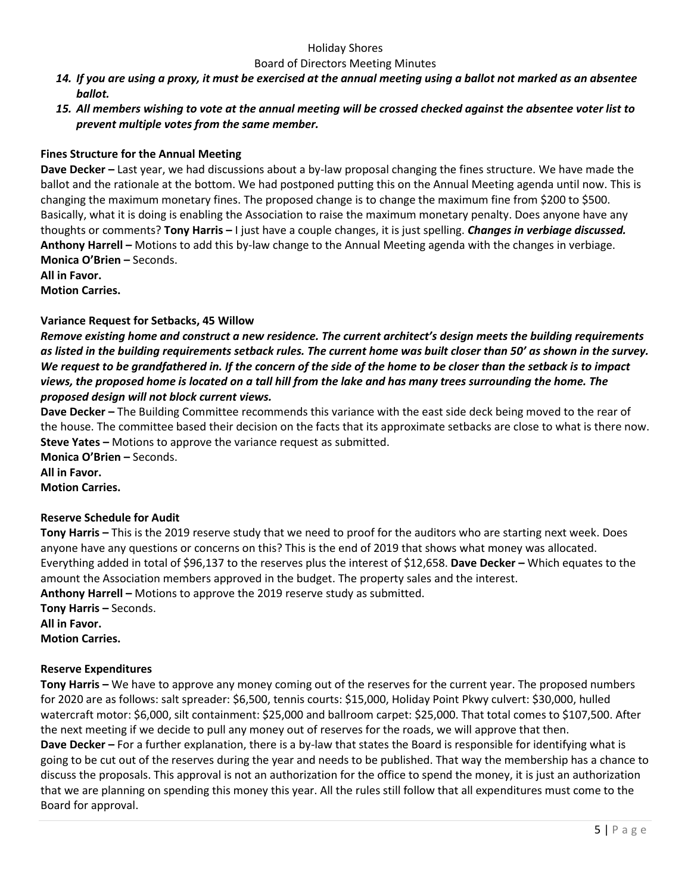14. ***If you are using a proxy, it must be exercised at the annual meeting using a ballot not marked as an absentee ballot.***
15. ***All members wishing to vote at the annual meeting will be crossed checked against the absentee voter list to prevent multiple votes from the same member.***

**Fines Structure for the Annual Meeting**

**Dave Decker –** Last year, we had discussions about a by-law proposal changing the fines structure. We have made the ballot and the rationale at the bottom. We had postponed putting this on the Annual Meeting agenda until now. This is changing the maximum monetary fines. The proposed change is to change the maximum fine from $200 to $500. Basically, what it is doing is enabling the Association to raise the maximum monetary penalty. Does anyone have any thoughts or comments? **Tony Harris –** I just have a couple changes, it is just spelling. ***Changes in verbiage discussed.***
**Anthony Harrell –** Motions to add this by-law change to the Annual Meeting agenda with the changes in verbiage.
**Monica O'Brien –** Seconds.
**All in Favor.**
**Motion Carries.**

**Variance Request for Setbacks, 45 Willow**

***Remove existing home and construct a new residence. The current architect's design meets the building requirements as listed in the building requirements setback rules. The current home was built closer than 50' as shown in the survey. We request to be grandfathered in. If the concern of the side of the home to be closer than the setback is to impact views, the proposed home is located on a tall hill from the lake and has many trees surrounding the home. The proposed design will not block current views.***

**Dave Decker –** The Building Committee recommends this variance with the east side deck being moved to the rear of the house. The committee based their decision on the facts that its approximate setbacks are close to what is there now.
**Steve Yates –** Motions to approve the variance request as submitted.
**Monica O'Brien –** Seconds.
**All in Favor.**
**Motion Carries.**

**Reserve Schedule for Audit**

**Tony Harris –** This is the 2019 reserve study that we need to proof for the auditors who are starting next week. Does anyone have any questions or concerns on this? This is the end of 2019 that shows what money was allocated. Everything added in total of $96,137 to the reserves plus the interest of $12,658. **Dave Decker –** Which equates to the amount the Association members approved in the budget. The property sales and the interest.
**Anthony Harrell –** Motions to approve the 2019 reserve study as submitted.
**Tony Harris –** Seconds.
**All in Favor.**
**Motion Carries.**

**Reserve Expenditures**

**Tony Harris –** We have to approve any money coming out of the reserves for the current year. The proposed numbers for 2020 are as follows: salt spreader: $6,500, tennis courts: $15,000, Holiday Point Pkwy culvert: $30,000, hulled watercraft motor: $6,000, silt containment: $25,000 and ballroom carpet: $25,000. That total comes to $107,500. After the next meeting if we decide to pull any money out of reserves for the roads, we will approve that then.
**Dave Decker –** For a further explanation, there is a by-law that states the Board is responsible for identifying what is going to be cut out of the reserves during the year and needs to be published. That way the membership has a chance to discuss the proposals. This approval is not an authorization for the office to spend the money, it is just an authorization that we are planning on spending this money this year. All the rules still follow that all expenditures must come to the Board for approval.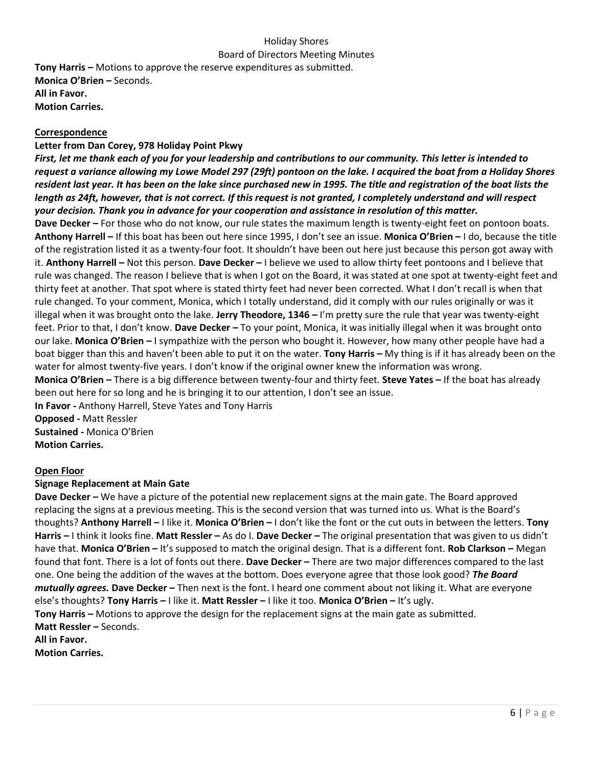**Tony Harris –** Motions to approve the reserve expenditures as submitted.
**Monica O'Brien –** Seconds.
**All in Favor.**
**Motion Carries.**

**Correspondence**

**Letter from Dan Corey, 978 Holiday Point Pkwy**

***First, let me thank each of you for your leadership and contributions to our community. This letter is intended to request a variance allowing my Lowe Model 297 (29ft) pontoon on the lake. I acquired the boat from a Holiday Shores resident last year. It has been on the lake since purchased new in 1995. The title and registration of the boat lists the length as 24ft, however, that is not correct. If this request is not granted, I completely understand and will respect your decision. Thank you in advance for your cooperation and assistance in resolution of this matter.***

**Dave Decker –** For those who do not know, our rule states the maximum length is twenty-eight feet on pontoon boats. **Anthony Harrell –** If this boat has been out here since 1995, I don't see an issue. **Monica O'Brien –** I do, because the title of the registration listed it as a twenty-four foot. It shouldn't have been out here just because this person got away with it. **Anthony Harrell –** Not this person. **Dave Decker –** I believe we used to allow thirty feet pontoons and I believe that rule was changed. The reason I believe that is when I got on the Board, it was stated at one spot at twenty-eight feet and thirty feet at another. That spot where is stated thirty feet had never been corrected. What I don't recall is when that rule changed. To your comment, Monica, which I totally understand, did it comply with our rules originally or was it illegal when it was brought onto the lake. **Jerry Theodore, 1346 –** I'm pretty sure the rule that year was twenty-eight feet. Prior to that, I don't know. **Dave Decker –** To your point, Monica, it was initially illegal when it was brought onto our lake. **Monica O'Brien –** I sympathize with the person who bought it. However, how many other people have had a boat bigger than this and haven't been able to put it on the water. **Tony Harris –** My thing is if it has already been on the water for almost twenty-five years. I don't know if the original owner knew the information was wrong.
**Monica O'Brien –** There is a big difference between twenty-four and thirty feet. **Steve Yates –** If the boat has already been out here for so long and he is bringing it to our attention, I don't see an issue.
**In Favor -** Anthony Harrell, Steve Yates and Tony Harris
**Opposed -** Matt Ressler
**Sustained -** Monica O'Brien
**Motion Carries.**

**Open Floor**

**Signage Replacement at Main Gate**

**Dave Decker –** We have a picture of the potential new replacement signs at the main gate. The Board approved replacing the signs at a previous meeting. This is the second version that was turned into us. What is the Board's thoughts? **Anthony Harrell –** I like it. **Monica O'Brien –** I don't like the font or the cut outs in between the letters. **Tony Harris –** I think it looks fine. **Matt Ressler –** As do I. **Dave Decker –** The original presentation that was given to us didn't have that. **Monica O'Brien –** It's supposed to match the original design. That is a different font. **Rob Clarkson –** Megan found that font. There is a lot of fonts out there. **Dave Decker –** There are two major differences compared to the last one. One being the addition of the waves at the bottom. Does everyone agree that those look good? ***The Board mutually agrees.*** **Dave Decker –** Then next is the font. I heard one comment about not liking it. What are everyone else's thoughts? **Tony Harris –** I like it. **Matt Ressler –** I like it too. **Monica O'Brien –** It's ugly.
**Tony Harris –** Motions to approve the design for the replacement signs at the main gate as submitted.
**Matt Ressler –** Seconds.
**All in Favor.**
**Motion Carries.**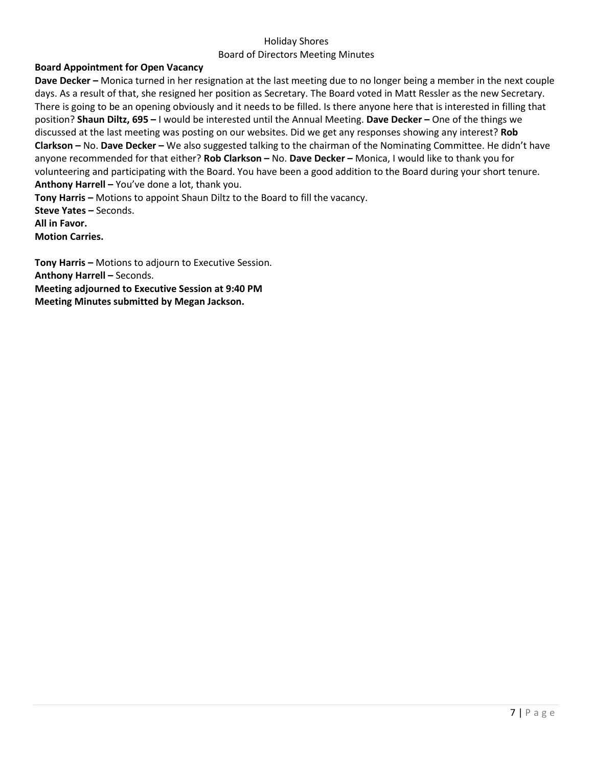**Board Appointment for Open Vacancy**

**Dave Decker –** Monica turned in her resignation at the last meeting due to no longer being a member in the next couple days. As a result of that, she resigned her position as Secretary. The Board voted in Matt Ressler as the new Secretary. There is going to be an opening obviously and it needs to be filled. Is there anyone here that is interested in filling that position? **Shaun Diltz, 695 –** I would be interested until the Annual Meeting. **Dave Decker –** One of the things we discussed at the last meeting was posting on our websites. Did we get any responses showing any interest? **Rob Clarkson –** No. **Dave Decker –** We also suggested talking to the chairman of the Nominating Committee. He didn't have anyone recommended for that either? **Rob Clarkson –** No. **Dave Decker –** Monica, I would like to thank you for volunteering and participating with the Board. You have been a good addition to the Board during your short tenure. **Anthony Harrell –** You've done a lot, thank you.

**Tony Harris –** Motions to appoint Shaun Diltz to the Board to fill the vacancy.
**Steve Yates –** Seconds.
**All in Favor.**
**Motion Carries.**

**Tony Harris –** Motions to adjourn to Executive Session.
**Anthony Harrell –** Seconds.
**Meeting adjourned to Executive Session at 9:40 PM**
**Meeting Minutes submitted by Megan Jackson.**